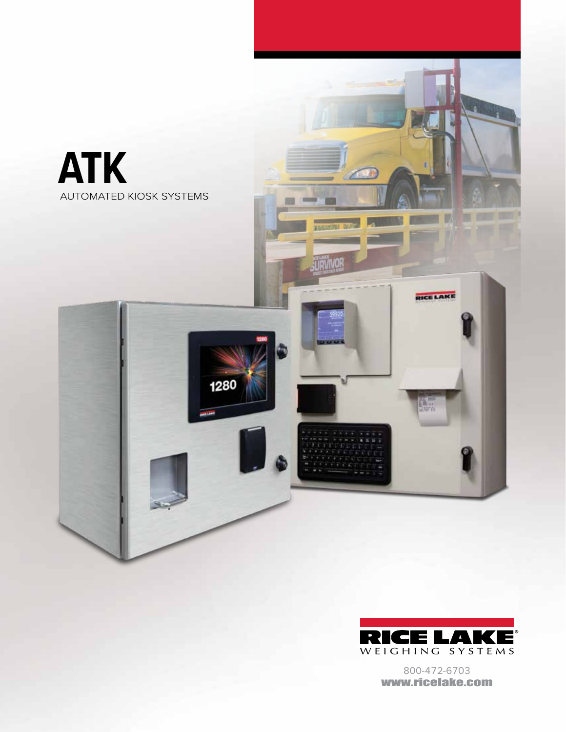# ATK

AUTOMATED KIOSK SYSTEMS

RICE LAKE WEIGHING SYSTEMS

800-472-6703

www.ricelake.com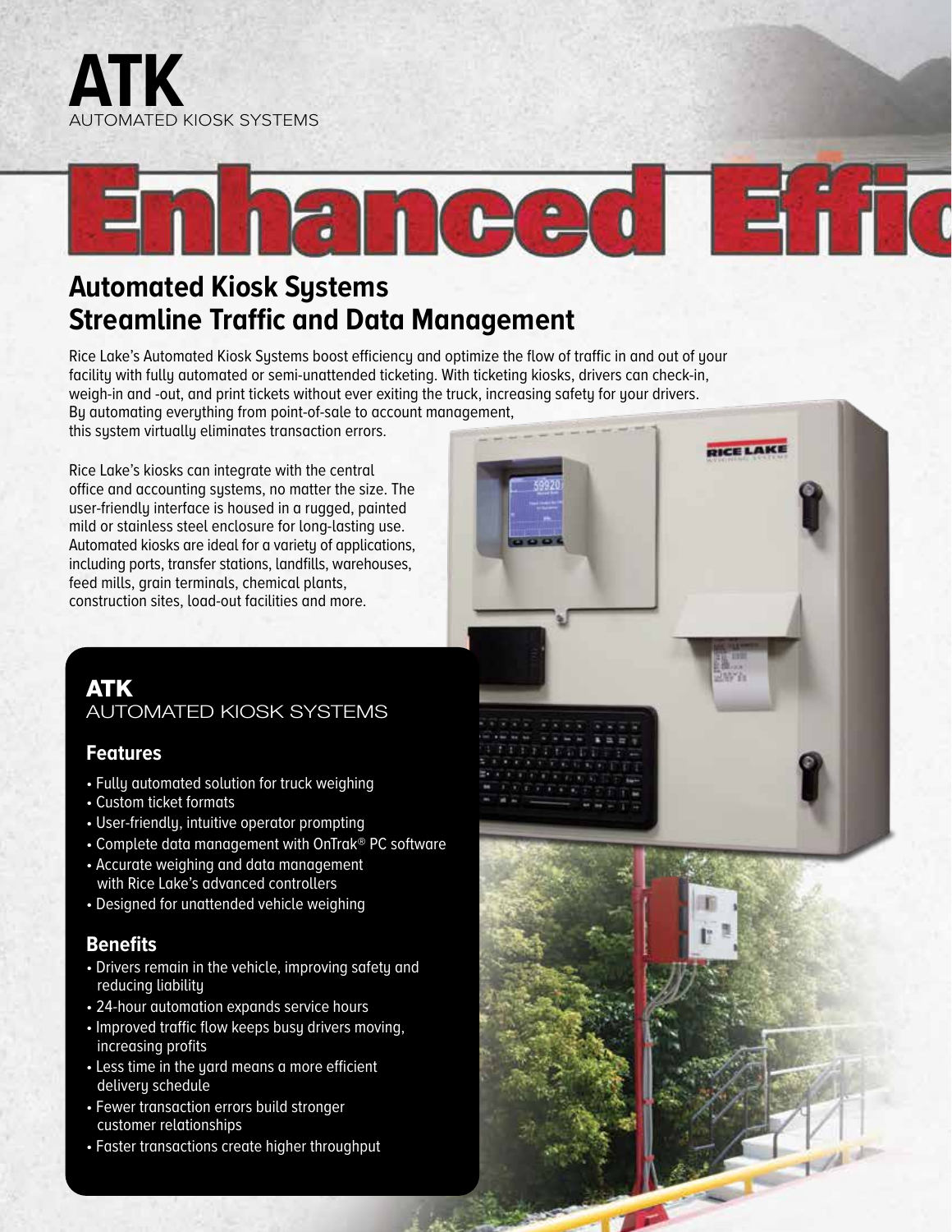# ATK

AUTOMATED KIOSK SYSTEMS

Enhanced Effic

## Automated Kiosk Systems Streamline Traffic and Data Management

Rice Lake's Automated Kiosk Systems boost efficiency and optimize the flow of traffic in and out of your facility with fully automated or semi-unattended ticketing. With ticketing kiosks, drivers can check-in, weigh-in and -out, and print tickets without ever exiting the truck, increasing safety for your drivers. By automating everything from point-of-sale to account management, this system virtually eliminates transaction errors.

Rice Lake's kiosks can integrate with the central office and accounting systems, no matter the size. The user-friendly interface is housed in a rugged, painted mild or stainless steel enclosure for long-lasting use. Automated kiosks are ideal for a variety of applications, including ports, transfer stations, landfills, warehouses, feed mills, grain terminals, chemical plants, construction sites, load-out facilities and more.

## ATK

AUTOMATED KIOSK SYSTEMS

### Features

- Fully automated solution for truck weighing
- Custom ticket formats
- User-friendly, intuitive operator prompting
- Complete data management with OnTrak® PC software
- Accurate weighing and data management with Rice Lake's advanced controllers
- Designed for unattended vehicle weighing

### Benefits

- Drivers remain in the vehicle, improving safety and reducing liability
- 24-hour automation expands service hours
- Improved traffic flow keeps busy drivers moving, increasing profits
- Less time in the yard means a more efficient delivery schedule
- Fewer transaction errors build stronger customer relationships
- Faster transactions create higher throughput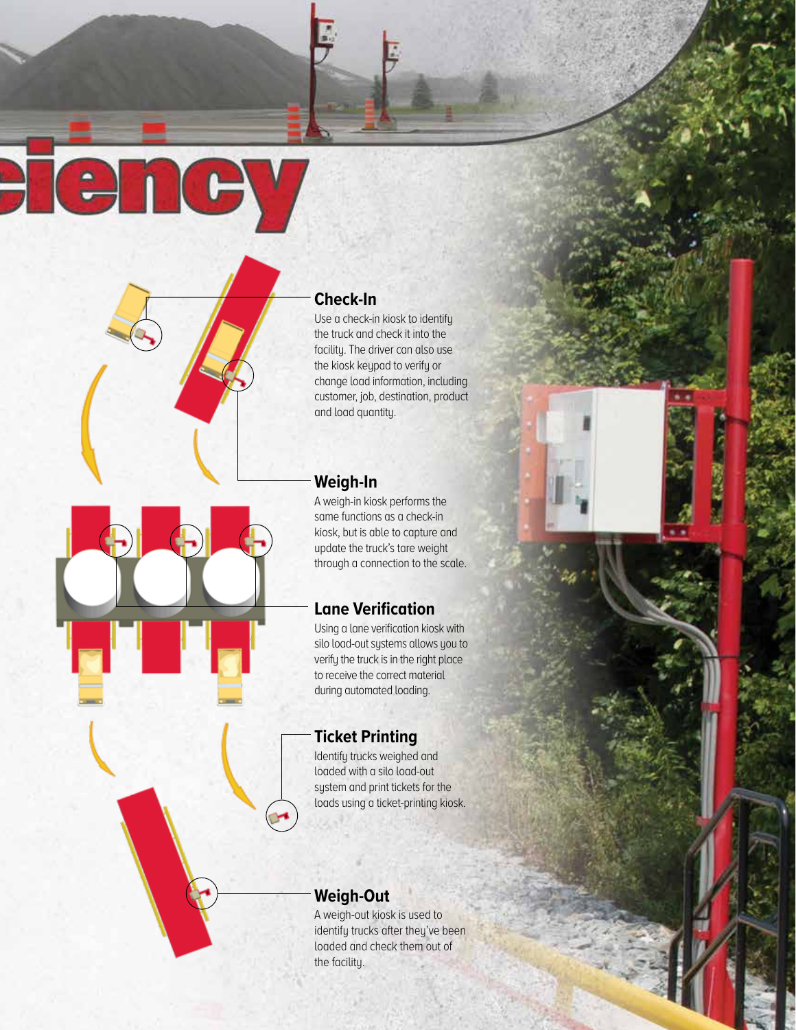ciency

## Check-In

Use a check-in kiosk to identify the truck and check it into the facility. The driver can also use the kiosk keypad to verify or change load information, including customer, job, destination, product and load quantity.

## Weigh-In

A weigh-in kiosk performs the same functions as a check-in kiosk, but is able to capture and update the truck's tare weight through a connection to the scale.

## Lane Verification

Using a lane verification kiosk with silo load-out systems allows you to verify the truck is in the right place to receive the correct material during automated loading.

## Ticket Printing

Identify trucks weighed and loaded with a silo load-out system and print tickets for the loads using a ticket-printing kiosk.

## Weigh-Out

A weigh-out kiosk is used to identify trucks after they've been loaded and check them out of the facility.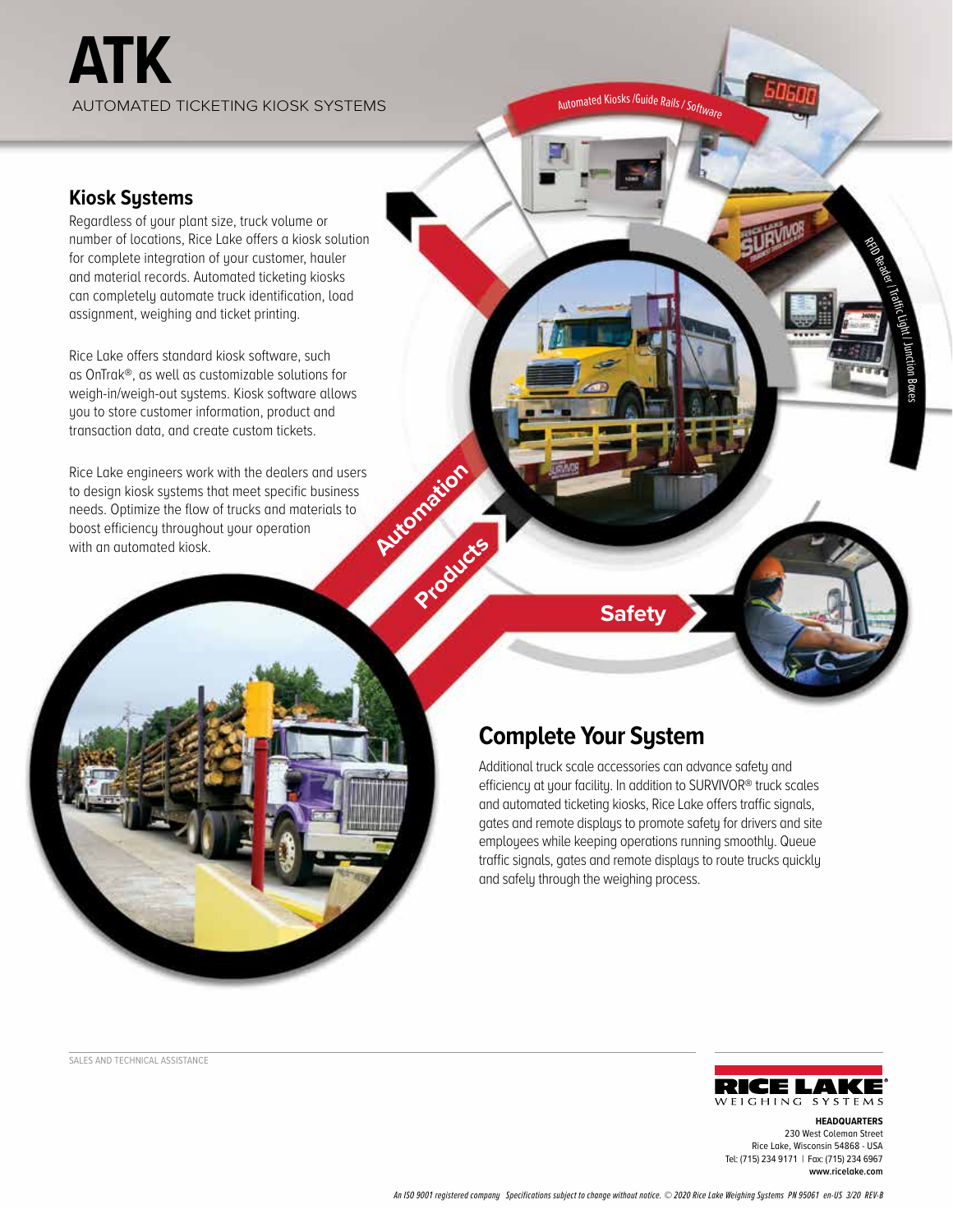# ATK

AUTOMATED TICKETING KIOSK SYSTEMS

Automated Kiosks /Guide Rails / Software

RFID Reader / Traffic Light / Junction Boxes

Automation

Products

Safety

## Kiosk Systems

Regardless of your plant size, truck volume or number of locations, Rice Lake offers a kiosk solution for complete integration of your customer, hauler and material records. Automated ticketing kiosks can completely automate truck identification, load assignment, weighing and ticket printing.

Rice Lake offers standard kiosk software, such as OnTrak®, as well as customizable solutions for weigh-in/weigh-out systems. Kiosk software allows you to store customer information, product and transaction data, and create custom tickets.

Rice Lake engineers work with the dealers and users to design kiosk systems that meet specific business needs. Optimize the flow of trucks and materials to boost efficiency throughout your operation with an automated kiosk.

## Complete Your System

Additional truck scale accessories can advance safety and efficiency at your facility. In addition to SURVIVOR® truck scales and automated ticketing kiosks, Rice Lake offers traffic signals, gates and remote displays to promote safety for drivers and site employees while keeping operations running smoothly. Queue traffic signals, gates and remote displays to route trucks quickly and safely through the weighing process.

SALES AND TECHNICAL ASSISTANCE

RICE LAKE WEIGHING SYSTEMS

**HEADQUARTERS**
230 West Coleman Street
Rice Lake, Wisconsin 54868 - USA
Tel: (715) 234 9171 | Fax: (715) 234 6967
**www.ricelake.com**

*An ISO 9001 registered company Specifications subject to change without notice. © 2020 Rice Lake Weighing Systems PN 95061 en-US 3/20 REV-B*